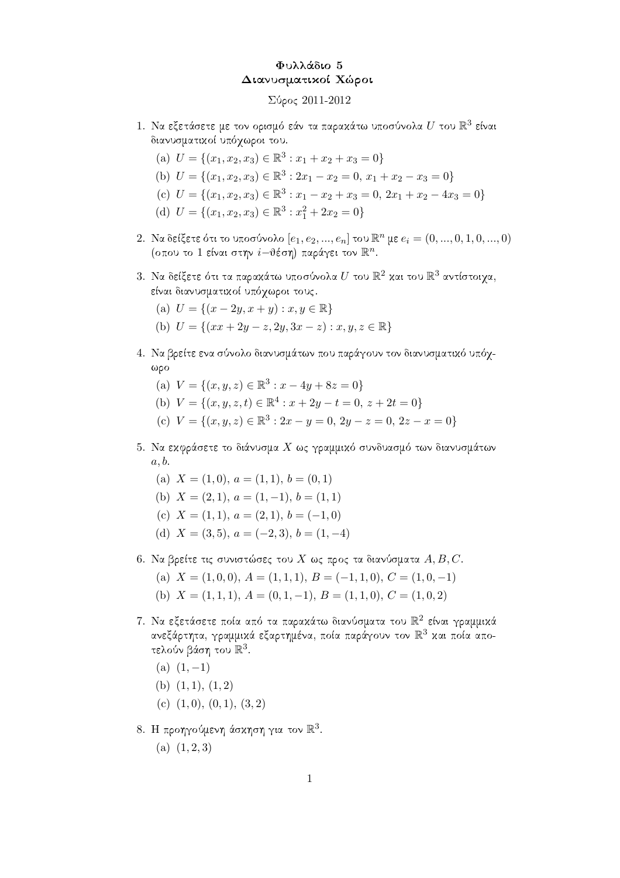# Φυλλάδιο 5
## Διανυσματικοί Χώροι

Σύρος 2011-2012

1. Να εξετάσετε με τον ορισμό εάν τα παρακάτω υποσύνολα $U$ του $\mathbb{R}^3$ είναι διανυσματικοί υπόχωροι του.

   (a) $U = \{(x_1, x_2, x_3) \in \mathbb{R}^3 : x_1 + x_2 + x_3 = 0\}$

   (b) $U = \{(x_1, x_2, x_3) \in \mathbb{R}^3 : 2x_1 - x_2 = 0,\ x_1 + x_2 - x_3 = 0\}$

   (c) $U = \{(x_1, x_2, x_3) \in \mathbb{R}^3 : x_1 - x_2 + x_3 = 0,\ 2x_1 + x_2 - 4x_3 = 0\}$

   (d) $U = \{(x_1, x_2, x_3) \in \mathbb{R}^3 : x_1^2 + 2x_2 = 0\}$

2. Να δείξετε ότι το υποσύνολο $[e_1, e_2, ..., e_n]$ του $\mathbb{R}^n$ με $e_i = (0, ..., 0, 1, 0, ..., 0)$ (οπου το 1 είναι στην $i-$θέση) παράγει τον $\mathbb{R}^n$.

3. Να δείξετε ότι τα παρακάτω υποσύνολα $U$ του $\mathbb{R}^2$ και του $\mathbb{R}^3$ αντίστοιχα, είναι διανυσματικοί υπόχωροι τους.

   (a) $U = \{(x - 2y, x + y) : x, y \in \mathbb{R}\}$

   (b) $U = \{(xx + 2y - z, 2y, 3x - z) : x, y, z \in \mathbb{R}\}$

4. Να βρείτε ενα σύνολο διανυσμάτων που παράγουν τον διανυσματικό υπόχωρο

   (a) $V = \{(x, y, z) \in \mathbb{R}^3 : x - 4y + 8z = 0\}$

   (b) $V = \{(x, y, z, t) \in \mathbb{R}^4 : x + 2y - t = 0,\ z + 2t = 0\}$

   (c) $V = \{(x, y, z) \in \mathbb{R}^3 : 2x - y = 0,\ 2y - z = 0,\ 2z - x = 0\}$

5. Να εκφράσετε το διάνυσμα $X$ ως γραμμικό συνδυασμό των διανυσμάτων $a, b$.

   (a) $X = (1, 0)$, $a = (1, 1)$, $b = (0, 1)$

   (b) $X = (2, 1)$, $a = (1, -1)$, $b = (1, 1)$

   (c) $X = (1, 1)$, $a = (2, 1)$, $b = (-1, 0)$

   (d) $X = (3, 5)$, $a = (-2, 3)$, $b = (1, -4)$

6. Να βρείτε τις συνιστώσες του $X$ ως προς τα διανύσματα $A, B, C$.

   (a) $X = (1, 0, 0)$, $A = (1, 1, 1)$, $B = (-1, 1, 0)$, $C = (1, 0, -1)$

   (b) $X = (1, 1, 1)$, $A = (0, 1, -1)$, $B = (1, 1, 0)$, $C = (1, 0, 2)$

7. Να εξετάσετε ποία από τα παρακάτω διανύσματα του $\mathbb{R}^2$ είναι γραμμικά ανεξάρτητα, γραμμικά εξαρτημένα, ποία παράγουν τον $\mathbb{R}^3$ και ποία αποτελούν βάση του $\mathbb{R}^3$.

   (a) $(1, -1)$

   (b) $(1, 1)$, $(1, 2)$

   (c) $(1, 0)$, $(0, 1)$, $(3, 2)$

8. Η προηγούμενη άσκηση για τον $\mathbb{R}^3$.

   (a) $(1, 2, 3)$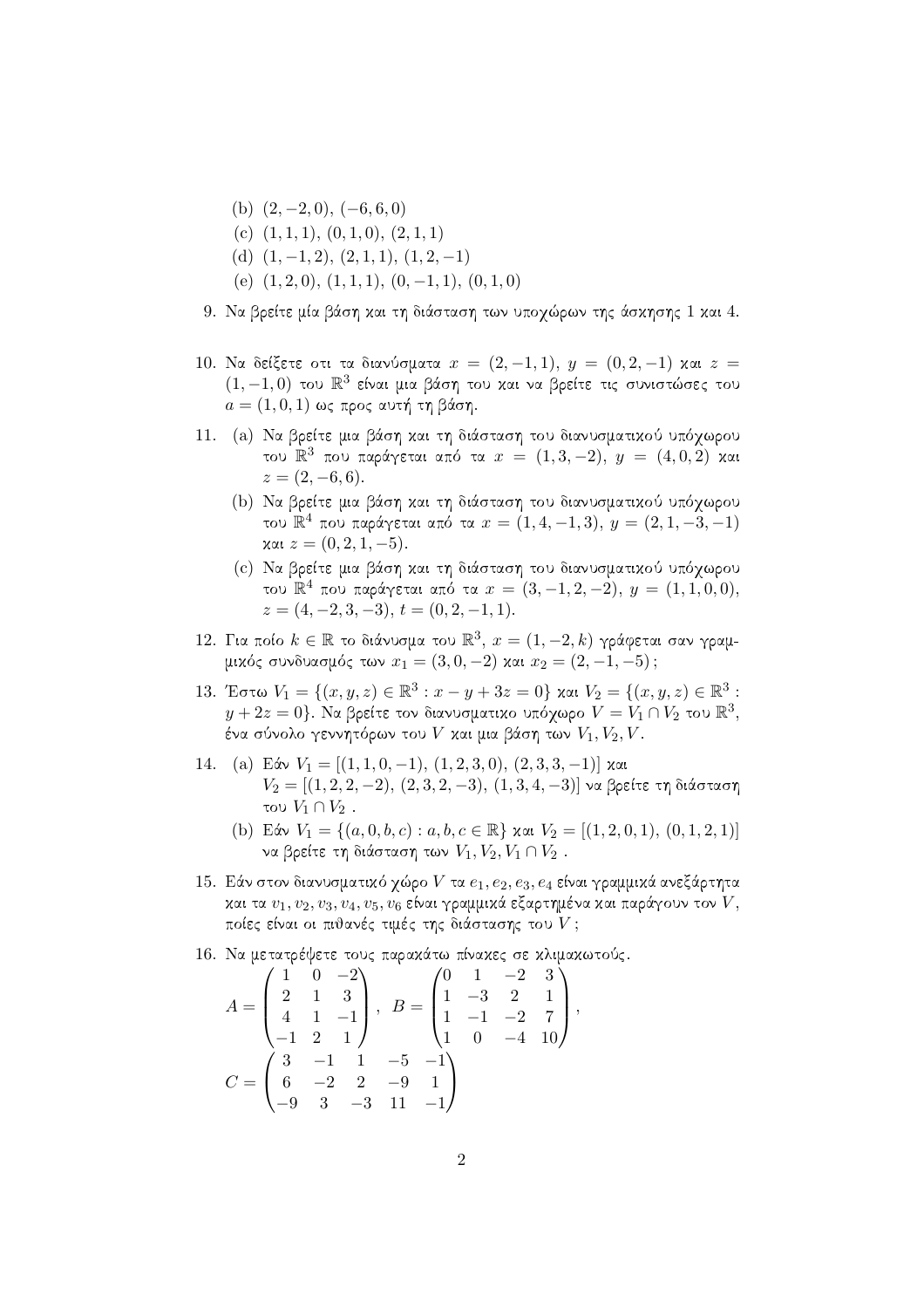(b) $(2,-2,0)$, $(-6,6,0)$

(c) $(1,1,1)$, $(0,1,0)$, $(2,1,1)$

(d) $(1,-1,2)$, $(2,1,1)$, $(1,2,-1)$

(e) $(1,2,0)$, $(1,1,1)$, $(0,-1,1)$, $(0,1,0)$

9. Να βρείτε μία βάση και τη διάσταση των υποχώρων της άσκησης 1 και 4.

10. Να δείξετε οτι τα διανύσματα $x = (2,-1,1)$, $y = (0,2,-1)$ και $z = (1,-1,0)$ του $\mathbb{R}^3$ είναι μια βάση του και να βρείτε τις συνιστώσες του $a = (1,0,1)$ ως προς αυτή τη βάση.

11. (a) Να βρείτε μια βάση και τη διάσταση του διανυσματικού υπόχωρου του $\mathbb{R}^3$ που παράγεται από τα $x = (1,3,-2)$, $y = (4,0,2)$ και $z = (2,-6,6)$.

    (b) Να βρείτε μια βάση και τη διάσταση του διανυσματικού υπόχωρου του $\mathbb{R}^4$ που παράγεται από τα $x = (1,4,-1,3)$, $y = (2,1,-3,-1)$ και $z = (0,2,1,-5)$.

    (c) Να βρείτε μια βάση και τη διάσταση του διανυσματικού υπόχωρου του $\mathbb{R}^4$ που παράγεται από τα $x = (3,-1,2,-2)$, $y = (1,1,0,0)$, $z = (4,-2,3,-3)$, $t = (0,2,-1,1)$.

12. Για ποίο $k \in \mathbb{R}$ το διάνυσμα του $\mathbb{R}^3$, $x = (1,-2,k)$ γράφεται σαν γραμμικός συνδυασμός των $x_1 = (3,0,-2)$ και $x_2 = (2,-1,-5)$;

13. Έστω $V_1 = \{(x,y,z) \in \mathbb{R}^3 : x - y + 3z = 0\}$ και $V_2 = \{(x,y,z) \in \mathbb{R}^3 : y + 2z = 0\}$. Να βρείτε τον διανυσματικο υπόχωρο $V = V_1 \cap V_2$ του $\mathbb{R}^3$, ένα σύνολο γεννητόρων του $V$ και μια βάση των $V_1, V_2, V$.

14. (a) Εάν $V_1 = [(1,1,0,-1), (1,2,3,0), (2,3,3,-1)]$ και $V_2 = [(1,2,2,-2), (2,3,2,-3), (1,3,4,-3)]$ να βρείτε τη διάσταση του $V_1 \cap V_2$ .

    (b) Εάν $V_1 = \{(a,0,b,c) : a,b,c \in \mathbb{R}\}$ και $V_2 = [(1,2,0,1), (0,1,2,1)]$ να βρείτε τη διάσταση των $V_1, V_2, V_1 \cap V_2$ .

15. Εάν στον διανυσματικό χώρο $V$ τα $e_1, e_2, e_3, e_4$ είναι γραμμικά ανεξάρτητα και τα $v_1, v_2, v_3, v_4, v_5, v_6$ είναι γραμμικά εξαρτημένα και παράγουν τον $V$, ποιές είναι οι πιθανές τιμές της διάστασης του $V$;

16. Να μετατρέψετε τους παρακάτω πίνακες σε κλιμακωτούς.

$$A = \begin{pmatrix} 1 & 0 & -2 \\ 2 & 1 & 3 \\ 4 & 1 & -1 \\ -1 & 2 & 1 \end{pmatrix}, \quad B = \begin{pmatrix} 0 & 1 & -2 & 3 \\ 1 & -3 & 2 & 1 \\ 1 & -1 & -2 & 7 \\ 1 & 0 & -4 & 10 \end{pmatrix},$$

$$C = \begin{pmatrix} 3 & -1 & 1 & -5 & -1 \\ 6 & -2 & 2 & -9 & 1 \\ -9 & 3 & -3 & 11 & -1 \end{pmatrix}$$